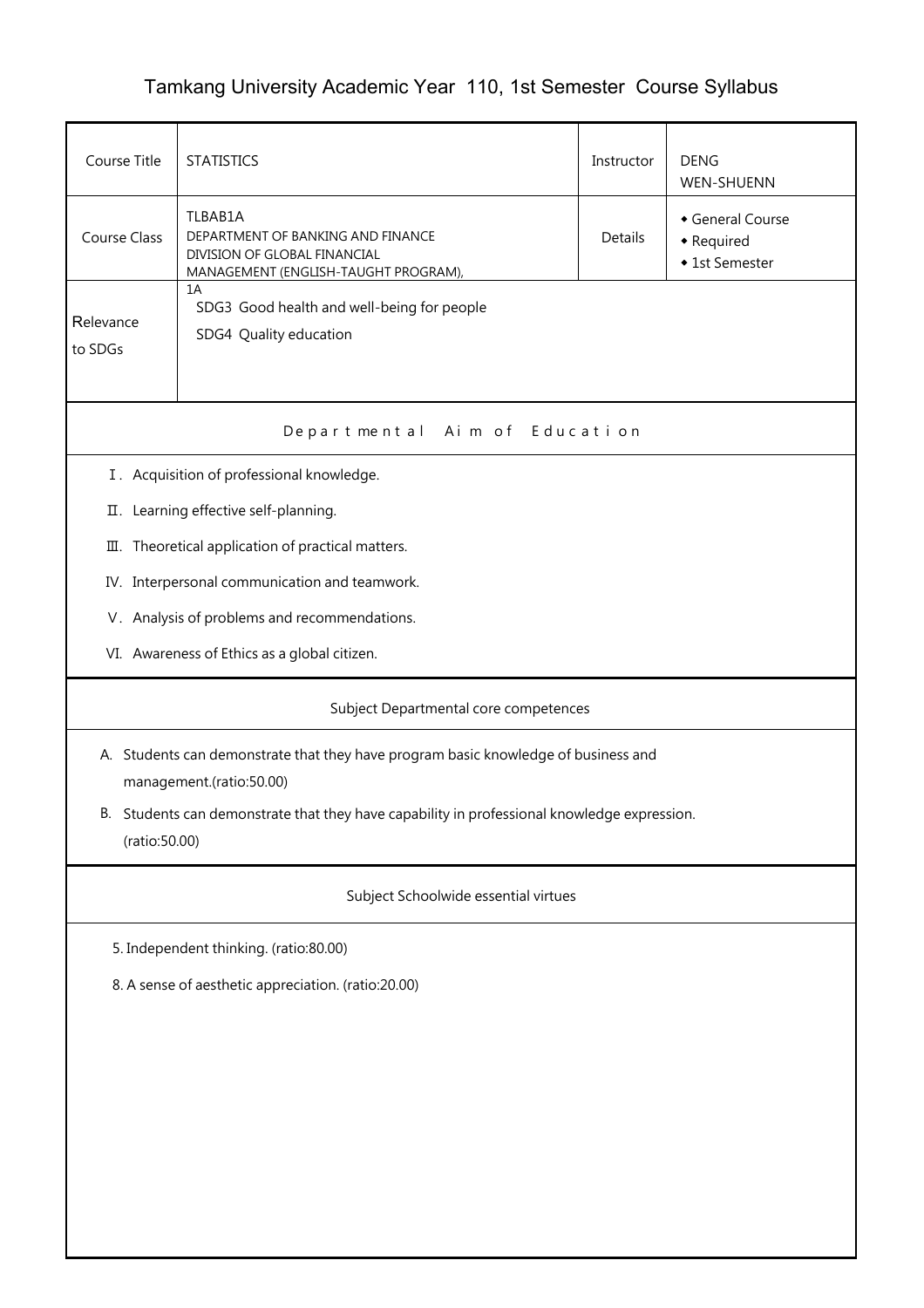# Tamkang University Academic Year 110, 1st Semester Course Syllabus

| Course Title | STATISTICS | Instructor | DENG WEN-SHUENN |
| --- | --- | --- | --- |
| Course Class | TLBAB1A<br>DEPARTMENT OF BANKING AND FINANCE<br>DIVISION OF GLOBAL FINANCIAL MANAGEMENT (ENGLISH-TAUGHT PROGRAM), 1A | Details | ◆ General Course<br>◆ Required<br>◆ 1st Semester |
| Relevance to SDGs | SDG3 Good health and well-being for people<br>SDG4 Quality education | | |

## Departmental Aim of Education

Ⅰ. Acquisition of professional knowledge.

Ⅱ. Learning effective self-planning.

Ⅲ. Theoretical application of practical matters.

IV. Interpersonal communication and teamwork.

Ⅴ. Analysis of problems and recommendations.

VI. Awareness of Ethics as a global citizen.

## Subject Departmental core competences

A. Students can demonstrate that they have program basic knowledge of business and management.(ratio:50.00)

B. Students can demonstrate that they have capability in professional knowledge expression. (ratio:50.00)

## Subject Schoolwide essential virtues

5. Independent thinking. (ratio:80.00)

8. A sense of aesthetic appreciation. (ratio:20.00)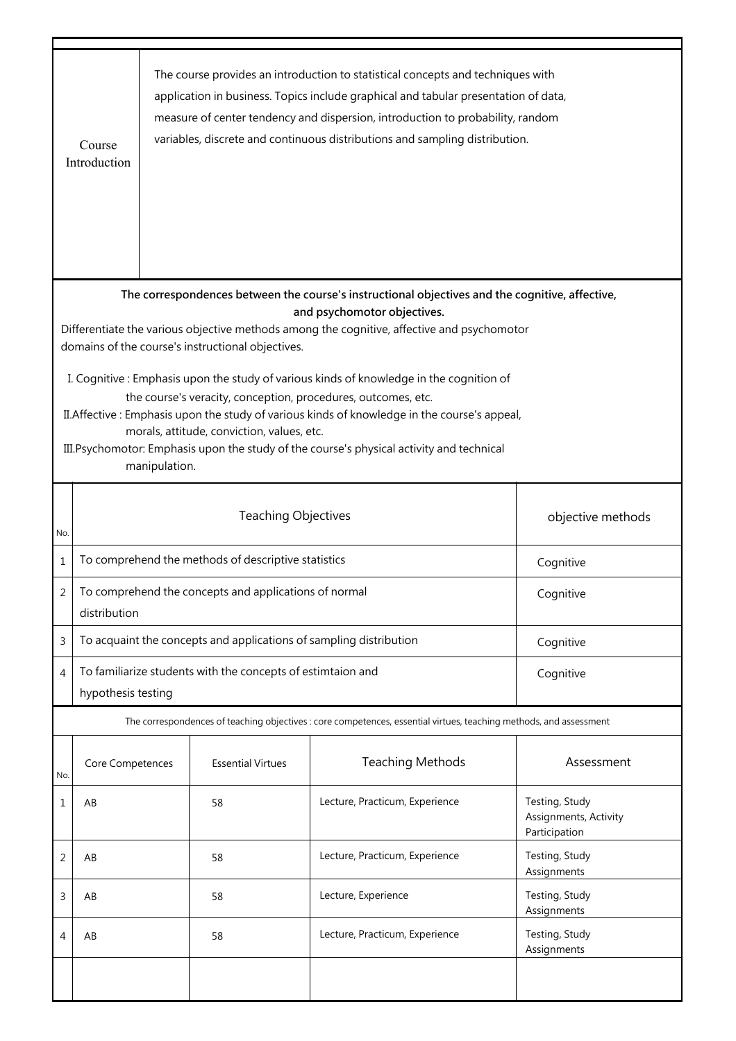| Course Introduction | The course provides an introduction to statistical concepts and techniques with application in business. Topics include graphical and tabular presentation of data, measure of center tendency and dispersion, introduction to probability, random variables, discrete and continuous distributions and sampling distribution. |
|---|---|

**The correspondences between the course's instructional objectives and the cognitive, affective, and psychomotor objectives.**

Differentiate the various objective methods among the cognitive, affective and psychomotor domains of the course's instructional objectives.

I. Cognitive : Emphasis upon the study of various kinds of knowledge in the cognition of the course's veracity, conception, procedures, outcomes, etc.

II.Affective : Emphasis upon the study of various kinds of knowledge in the course's appeal, morals, attitude, conviction, values, etc.

III.Psychomotor: Emphasis upon the study of the course's physical activity and technical manipulation.

| No. | Teaching Objectives | objective methods |
|---|---|---|
| 1 | To comprehend the methods of descriptive statistics | Cognitive |
| 2 | To comprehend the concepts and applications of normal distribution | Cognitive |
| 3 | To acquaint the concepts and applications of sampling distribution | Cognitive |
| 4 | To familiarize students with the concepts of estimtaion and hypothesis testing | Cognitive |

The correspondences of teaching objectives : core competences, essential virtues, teaching methods, and assessment

| No. | Core Competences | Essential Virtues | Teaching Methods | Assessment |
|---|---|---|---|---|
| 1 | AB | 58 | Lecture, Practicum, Experience | Testing, Study Assignments, Activity Participation |
| 2 | AB | 58 | Lecture, Practicum, Experience | Testing, Study Assignments |
| 3 | AB | 58 | Lecture, Experience | Testing, Study Assignments |
| 4 | AB | 58 | Lecture, Practicum, Experience | Testing, Study Assignments |
| | | | | |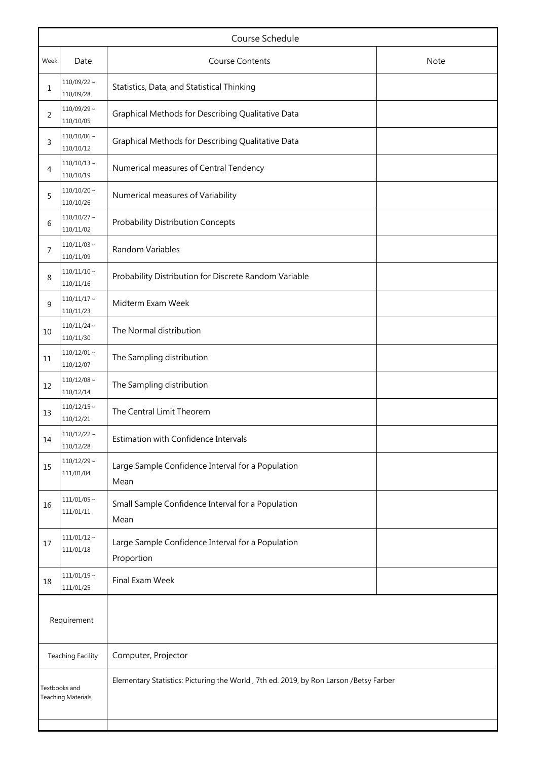## Course Schedule

| Week | Date | Course Contents | Note |
|---|---|---|---|
| 1 | 110/09/22～110/09/28 | Statistics, Data, and Statistical Thinking | |
| 2 | 110/09/29～110/10/05 | Graphical Methods for Describing Qualitative Data | |
| 3 | 110/10/06～110/10/12 | Graphical Methods for Describing Qualitative Data | |
| 4 | 110/10/13～110/10/19 | Numerical measures of Central Tendency | |
| 5 | 110/10/20～110/10/26 | Numerical measures of Variability | |
| 6 | 110/10/27～110/11/02 | Probability Distribution Concepts | |
| 7 | 110/11/03～110/11/09 | Random Variables | |
| 8 | 110/11/10～110/11/16 | Probability Distribution for Discrete Random Variable | |
| 9 | 110/11/17～110/11/23 | Midterm Exam Week | |
| 10 | 110/11/24～110/11/30 | The Normal distribution | |
| 11 | 110/12/01～110/12/07 | The Sampling distribution | |
| 12 | 110/12/08～110/12/14 | The Sampling distribution | |
| 13 | 110/12/15～110/12/21 | The Central Limit Theorem | |
| 14 | 110/12/22～110/12/28 | Estimation with Confidence Intervals | |
| 15 | 110/12/29～111/01/04 | Large Sample Confidence Interval for a Population Mean | |
| 16 | 111/01/05～111/01/11 | Small Sample Confidence Interval for a Population Mean | |
| 17 | 111/01/12～111/01/18 | Large Sample Confidence Interval for a Population Proportion | |
| 18 | 111/01/19～111/01/25 | Final Exam Week | |

| | |
|---|---|
| Requirement | |
| Teaching Facility | Computer, Projector |
| Textbooks and Teaching Materials | Elementary Statistics: Picturing the World , 7th ed. 2019, by Ron Larson /Betsy Farber |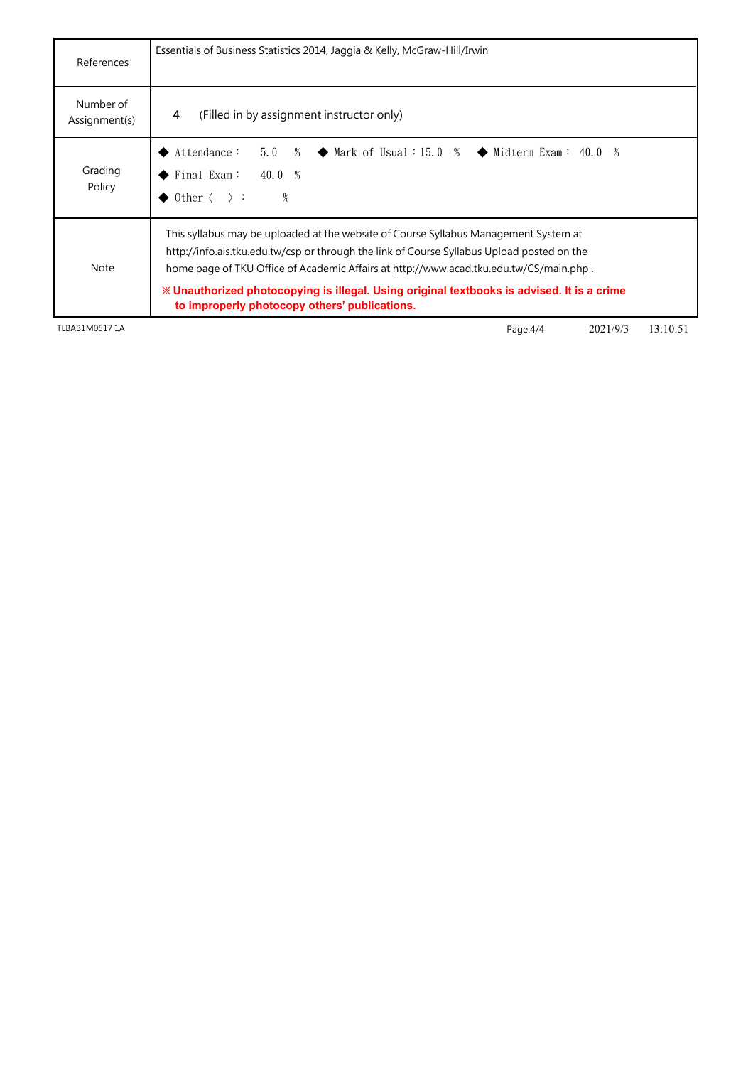| | |
|---|---|
| References | Essentials of Business Statistics 2014, Jaggia & Kelly, McGraw-Hill/Irwin |
| Number of Assignment(s) | 4 (Filled in by assignment instructor only) |
| Grading Policy | ◆ Attendance： 5.0 % ◆ Mark of Usual：15.0 % ◆ Midterm Exam： 40.0 %<br>◆ Final Exam： 40.0 %<br>◆ Other〈 〉： % |
| Note | This syllabus may be uploaded at the website of Course Syllabus Management System at http://info.ais.tku.edu.tw/csp or through the link of Course Syllabus Upload posted on the home page of TKU Office of Academic Affairs at http://www.acad.tku.edu.tw/CS/main.php .<br>**※ Unauthorized photocopying is illegal. Using original textbooks is advised. It is a crime to improperly photocopy others' publications.** |

TLBAB1M0517 1A 2021/9/3 13:10:51